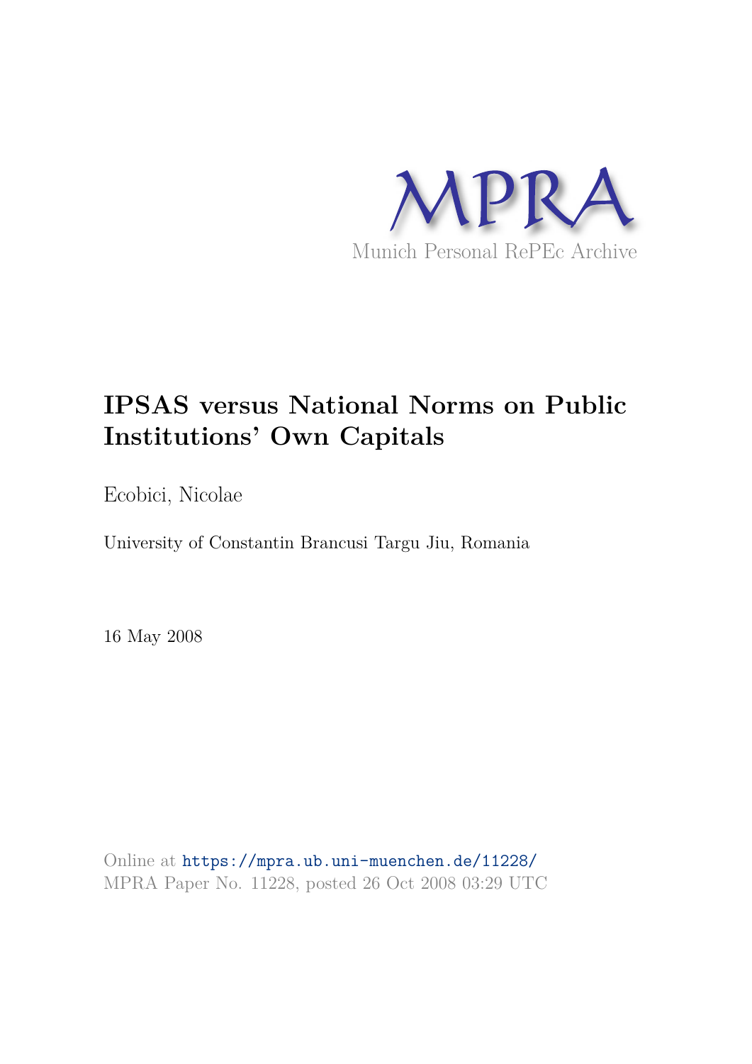MPRA

Munich Personal RePEc Archive

# IPSAS versus National Norms on Public Institutions' Own Capitals

Ecobici, Nicolae

University of Constantin Brancusi Targu Jiu, Romania

16 May 2008

Online at https://mpra.ub.uni-muenchen.de/11228/

MPRA Paper No. 11228, posted 26 Oct 2008 03:29 UTC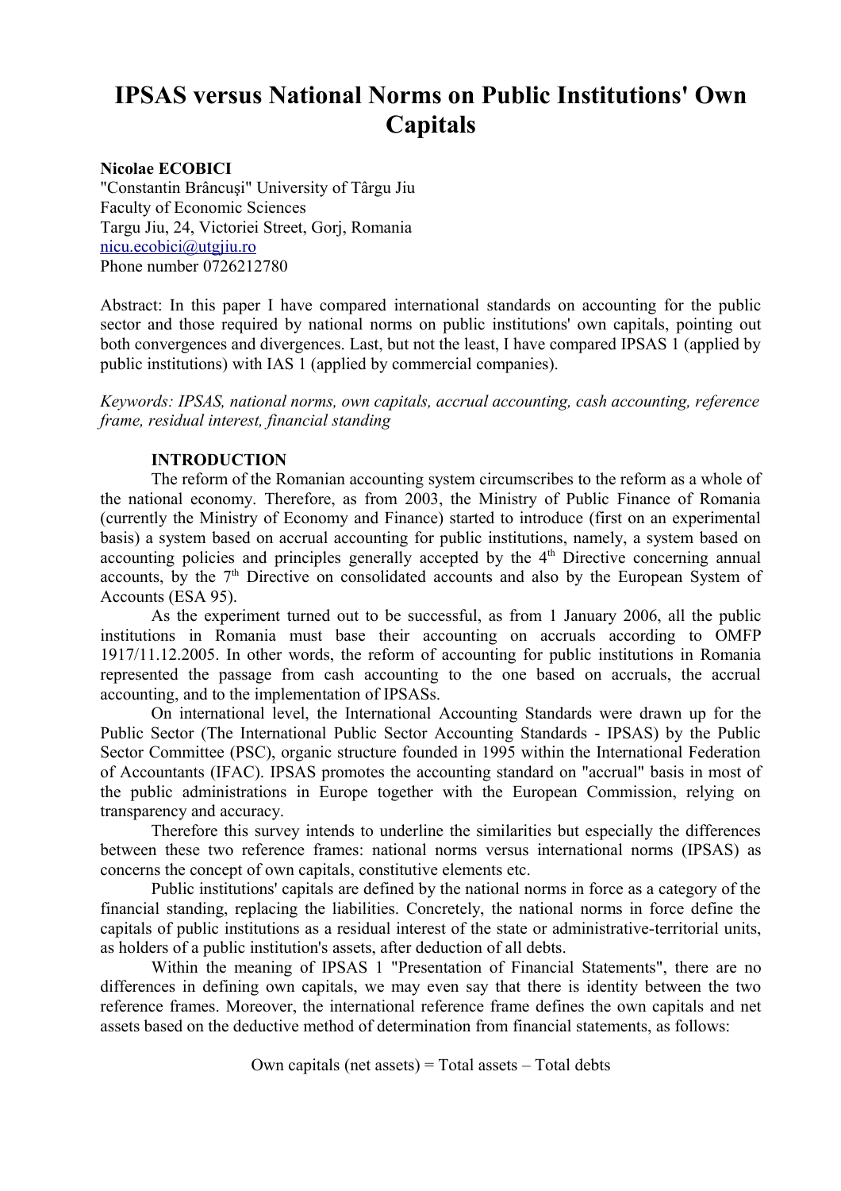# IPSAS versus National Norms on Public Institutions' Own Capitals

**Nicolae ECOBICI**
"Constantin Brâncuşi" University of Târgu Jiu
Faculty of Economic Sciences
Targu Jiu, 24, Victoriei Street, Gorj, Romania
nicu.ecobici@utgjiu.ro
Phone number 0726212780

Abstract: In this paper I have compared international standards on accounting for the public sector and those required by national norms on public institutions' own capitals, pointing out both convergences and divergences. Last, but not the least, I have compared IPSAS 1 (applied by public institutions) with IAS 1 (applied by commercial companies).

*Keywords: IPSAS, national norms, own capitals, accrual accounting, cash accounting, reference frame, residual interest, financial standing*

## INTRODUCTION

The reform of the Romanian accounting system circumscribes to the reform as a whole of the national economy. Therefore, as from 2003, the Ministry of Public Finance of Romania (currently the Ministry of Economy and Finance) started to introduce (first on an experimental basis) a system based on accrual accounting for public institutions, namely, a system based on accounting policies and principles generally accepted by the 4th Directive concerning annual accounts, by the 7th Directive on consolidated accounts and also by the European System of Accounts (ESA 95).

As the experiment turned out to be successful, as from 1 January 2006, all the public institutions in Romania must base their accounting on accruals according to OMFP 1917/11.12.2005. In other words, the reform of accounting for public institutions in Romania represented the passage from cash accounting to the one based on accruals, the accrual accounting, and to the implementation of IPSASs.

On international level, the International Accounting Standards were drawn up for the Public Sector (The International Public Sector Accounting Standards - IPSAS) by the Public Sector Committee (PSC), organic structure founded in 1995 within the International Federation of Accountants (IFAC). IPSAS promotes the accounting standard on "accrual" basis in most of the public administrations in Europe together with the European Commission, relying on transparency and accuracy.

Therefore this survey intends to underline the similarities but especially the differences between these two reference frames: national norms versus international norms (IPSAS) as concerns the concept of own capitals, constitutive elements etc.

Public institutions' capitals are defined by the national norms in force as a category of the financial standing, replacing the liabilities. Concretely, the national norms in force define the capitals of public institutions as a residual interest of the state or administrative-territorial units, as holders of a public institution's assets, after deduction of all debts.

Within the meaning of IPSAS 1 "Presentation of Financial Statements", there are no differences in defining own capitals, we may even say that there is identity between the two reference frames. Moreover, the international reference frame defines the own capitals and net assets based on the deductive method of determination from financial statements, as follows:

Own capitals (net assets) = Total assets – Total debts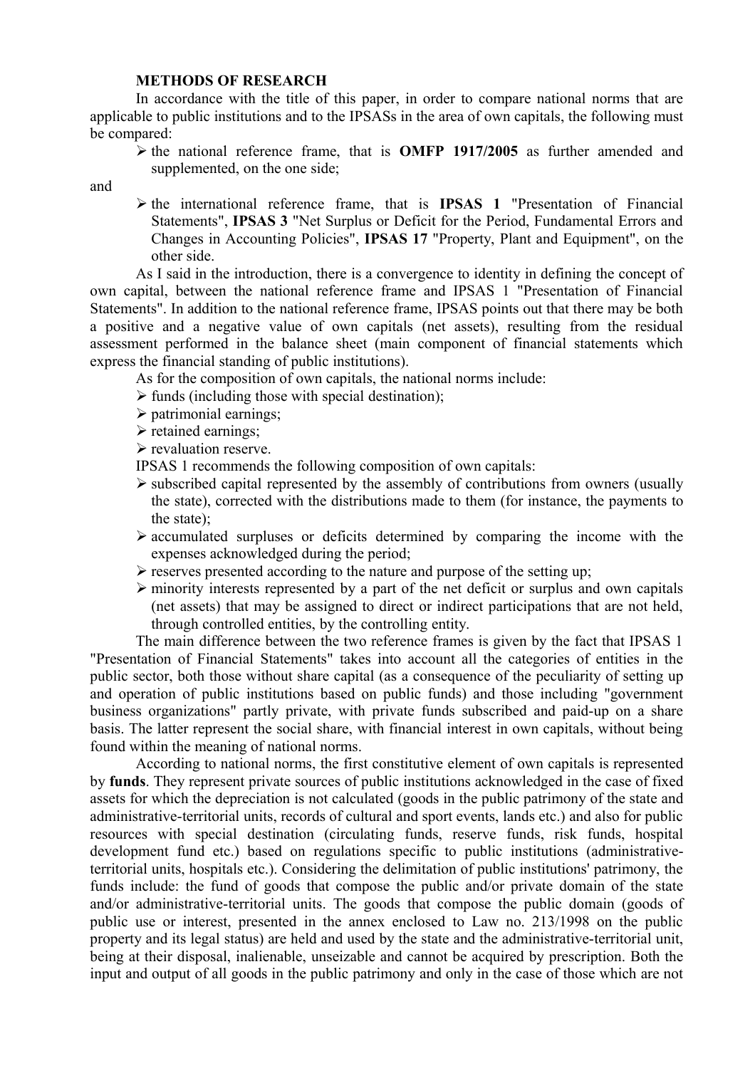**METHODS OF RESEARCH**

In accordance with the title of this paper, in order to compare national norms that are applicable to public institutions and to the IPSASs in the area of own capitals, the following must be compared:

- the national reference frame, that is **OMFP 1917/2005** as further amended and supplemented, on the one side;

and

- the international reference frame, that is **IPSAS 1** "Presentation of Financial Statements", **IPSAS 3** "Net Surplus or Deficit for the Period, Fundamental Errors and Changes in Accounting Policies", **IPSAS 17** "Property, Plant and Equipment", on the other side.

As I said in the introduction, there is a convergence to identity in defining the concept of own capital, between the national reference frame and IPSAS 1 "Presentation of Financial Statements". In addition to the national reference frame, IPSAS points out that there may be both a positive and a negative value of own capitals (net assets), resulting from the residual assessment performed in the balance sheet (main component of financial statements which express the financial standing of public institutions).

As for the composition of own capitals, the national norms include:

- funds (including those with special destination);
- patrimonial earnings;
- retained earnings;
- revaluation reserve.

IPSAS 1 recommends the following composition of own capitals:

- subscribed capital represented by the assembly of contributions from owners (usually the state), corrected with the distributions made to them (for instance, the payments to the state);
- accumulated surpluses or deficits determined by comparing the income with the expenses acknowledged during the period;
- reserves presented according to the nature and purpose of the setting up;
- minority interests represented by a part of the net deficit or surplus and own capitals (net assets) that may be assigned to direct or indirect participations that are not held, through controlled entities, by the controlling entity.

The main difference between the two reference frames is given by the fact that IPSAS 1 "Presentation of Financial Statements" takes into account all the categories of entities in the public sector, both those without share capital (as a consequence of the peculiarity of setting up and operation of public institutions based on public funds) and those including "government business organizations" partly private, with private funds subscribed and paid-up on a share basis. The latter represent the social share, with financial interest in own capitals, without being found within the meaning of national norms.

According to national norms, the first constitutive element of own capitals is represented by **funds**. They represent private sources of public institutions acknowledged in the case of fixed assets for which the depreciation is not calculated (goods in the public patrimony of the state and administrative-territorial units, records of cultural and sport events, lands etc.) and also for public resources with special destination (circulating funds, reserve funds, risk funds, hospital development fund etc.) based on regulations specific to public institutions (administrative-territorial units, hospitals etc.). Considering the delimitation of public institutions' patrimony, the funds include: the fund of goods that compose the public and/or private domain of the state and/or administrative-territorial units. The goods that compose the public domain (goods of public use or interest, presented in the annex enclosed to Law no. 213/1998 on the public property and its legal status) are held and used by the state and the administrative-territorial unit, being at their disposal, inalienable, unseizable and cannot be acquired by prescription. Both the input and output of all goods in the public patrimony and only in the case of those which are not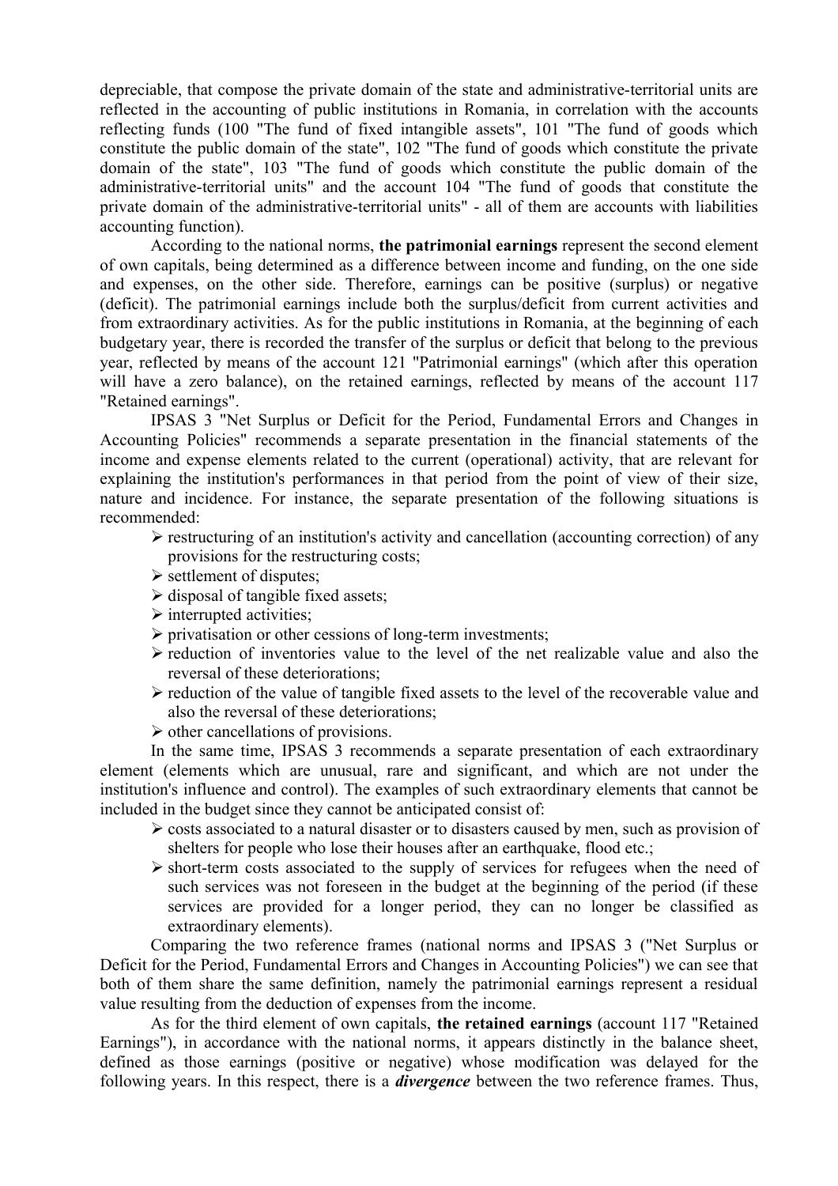depreciable, that compose the private domain of the state and administrative-territorial units are reflected in the accounting of public institutions in Romania, in correlation with the accounts reflecting funds (100 "The fund of fixed intangible assets", 101 "The fund of goods which constitute the public domain of the state", 102 "The fund of goods which constitute the private domain of the state", 103 "The fund of goods which constitute the public domain of the administrative-territorial units" and the account 104 "The fund of goods that constitute the private domain of the administrative-territorial units" - all of them are accounts with liabilities accounting function).

According to the national norms, **the patrimonial earnings** represent the second element of own capitals, being determined as a difference between income and funding, on the one side and expenses, on the other side. Therefore, earnings can be positive (surplus) or negative (deficit). The patrimonial earnings include both the surplus/deficit from current activities and from extraordinary activities. As for the public institutions in Romania, at the beginning of each budgetary year, there is recorded the transfer of the surplus or deficit that belong to the previous year, reflected by means of the account 121 "Patrimonial earnings" (which after this operation will have a zero balance), on the retained earnings, reflected by means of the account 117 "Retained earnings".

IPSAS 3 "Net Surplus or Deficit for the Period, Fundamental Errors and Changes in Accounting Policies" recommends a separate presentation in the financial statements of the income and expense elements related to the current (operational) activity, that are relevant for explaining the institution's performances in that period from the point of view of their size, nature and incidence. For instance, the separate presentation of the following situations is recommended:

- restructuring of an institution's activity and cancellation (accounting correction) of any provisions for the restructuring costs;
- settlement of disputes;
- disposal of tangible fixed assets;
- interrupted activities;
- privatisation or other cessions of long-term investments;
- reduction of inventories value to the level of the net realizable value and also the reversal of these deteriorations;
- reduction of the value of tangible fixed assets to the level of the recoverable value and also the reversal of these deteriorations;
- other cancellations of provisions.

In the same time, IPSAS 3 recommends a separate presentation of each extraordinary element (elements which are unusual, rare and significant, and which are not under the institution's influence and control). The examples of such extraordinary elements that cannot be included in the budget since they cannot be anticipated consist of:

- costs associated to a natural disaster or to disasters caused by men, such as provision of shelters for people who lose their houses after an earthquake, flood etc.;
- short-term costs associated to the supply of services for refugees when the need of such services was not foreseen in the budget at the beginning of the period (if these services are provided for a longer period, they can no longer be classified as extraordinary elements).

Comparing the two reference frames (national norms and IPSAS 3 ("Net Surplus or Deficit for the Period, Fundamental Errors and Changes in Accounting Policies") we can see that both of them share the same definition, namely the patrimonial earnings represent a residual value resulting from the deduction of expenses from the income.

As for the third element of own capitals, **the retained earnings** (account 117 "Retained Earnings"), in accordance with the national norms, it appears distinctly in the balance sheet, defined as those earnings (positive or negative) whose modification was delayed for the following years. In this respect, there is a ***divergence*** between the two reference frames. Thus,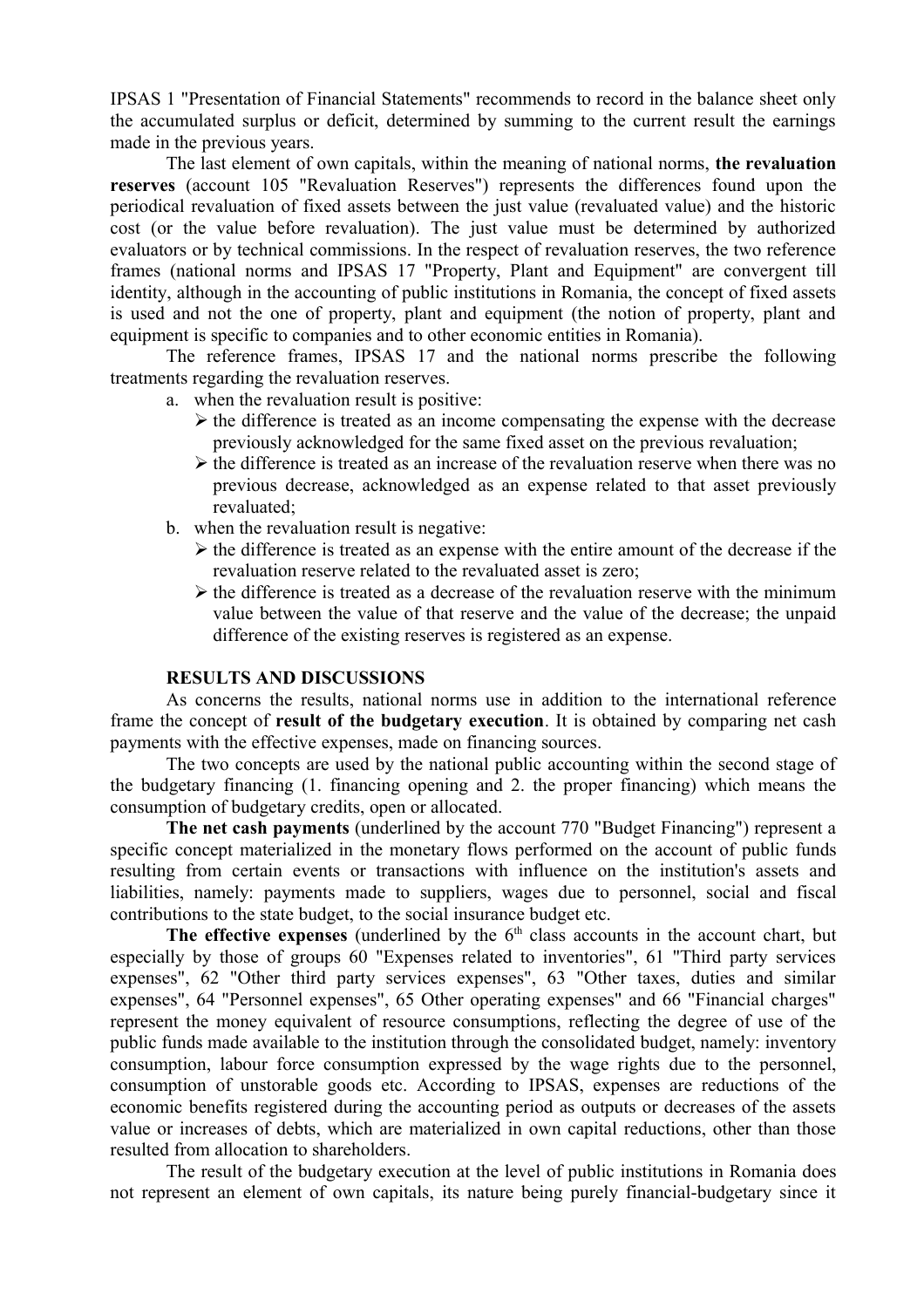IPSAS 1 "Presentation of Financial Statements" recommends to record in the balance sheet only the accumulated surplus or deficit, determined by summing to the current result the earnings made in the previous years.

The last element of own capitals, within the meaning of national norms, **the revaluation reserves** (account 105 "Revaluation Reserves") represents the differences found upon the periodical revaluation of fixed assets between the just value (revaluated value) and the historic cost (or the value before revaluation). The just value must be determined by authorized evaluators or by technical commissions. In the respect of revaluation reserves, the two reference frames (national norms and IPSAS 17 "Property, Plant and Equipment" are convergent till identity, although in the accounting of public institutions in Romania, the concept of fixed assets is used and not the one of property, plant and equipment (the notion of property, plant and equipment is specific to companies and to other economic entities in Romania).

The reference frames, IPSAS 17 and the national norms prescribe the following treatments regarding the revaluation reserves.

a. when the revaluation result is positive:
   - the difference is treated as an income compensating the expense with the decrease previously acknowledged for the same fixed asset on the previous revaluation;
   - the difference is treated as an increase of the revaluation reserve when there was no previous decrease, acknowledged as an expense related to that asset previously revaluated;
b. when the revaluation result is negative:
   - the difference is treated as an expense with the entire amount of the decrease if the revaluation reserve related to the revaluated asset is zero;
   - the difference is treated as a decrease of the revaluation reserve with the minimum value between the value of that reserve and the value of the decrease; the unpaid difference of the existing reserves is registered as an expense.

## RESULTS AND DISCUSSIONS

As concerns the results, national norms use in addition to the international reference frame the concept of **result of the budgetary execution**. It is obtained by comparing net cash payments with the effective expenses, made on financing sources.

The two concepts are used by the national public accounting within the second stage of the budgetary financing (1. financing opening and 2. the proper financing) which means the consumption of budgetary credits, open or allocated.

**The net cash payments** (underlined by the account 770 "Budget Financing") represent a specific concept materialized in the monetary flows performed on the account of public funds resulting from certain events or transactions with influence on the institution's assets and liabilities, namely: payments made to suppliers, wages due to personnel, social and fiscal contributions to the state budget, to the social insurance budget etc.

**The effective expenses** (underlined by the 6th class accounts in the account chart, but especially by those of groups 60 "Expenses related to inventories", 61 "Third party services expenses", 62 "Other third party services expenses", 63 "Other taxes, duties and similar expenses", 64 "Personnel expenses", 65 Other operating expenses" and 66 "Financial charges" represent the money equivalent of resource consumptions, reflecting the degree of use of the public funds made available to the institution through the consolidated budget, namely: inventory consumption, labour force consumption expressed by the wage rights due to the personnel, consumption of unstorable goods etc. According to IPSAS, expenses are reductions of the economic benefits registered during the accounting period as outputs or decreases of the assets value or increases of debts, which are materialized in own capital reductions, other than those resulted from allocation to shareholders.

The result of the budgetary execution at the level of public institutions in Romania does not represent an element of own capitals, its nature being purely financial-budgetary since it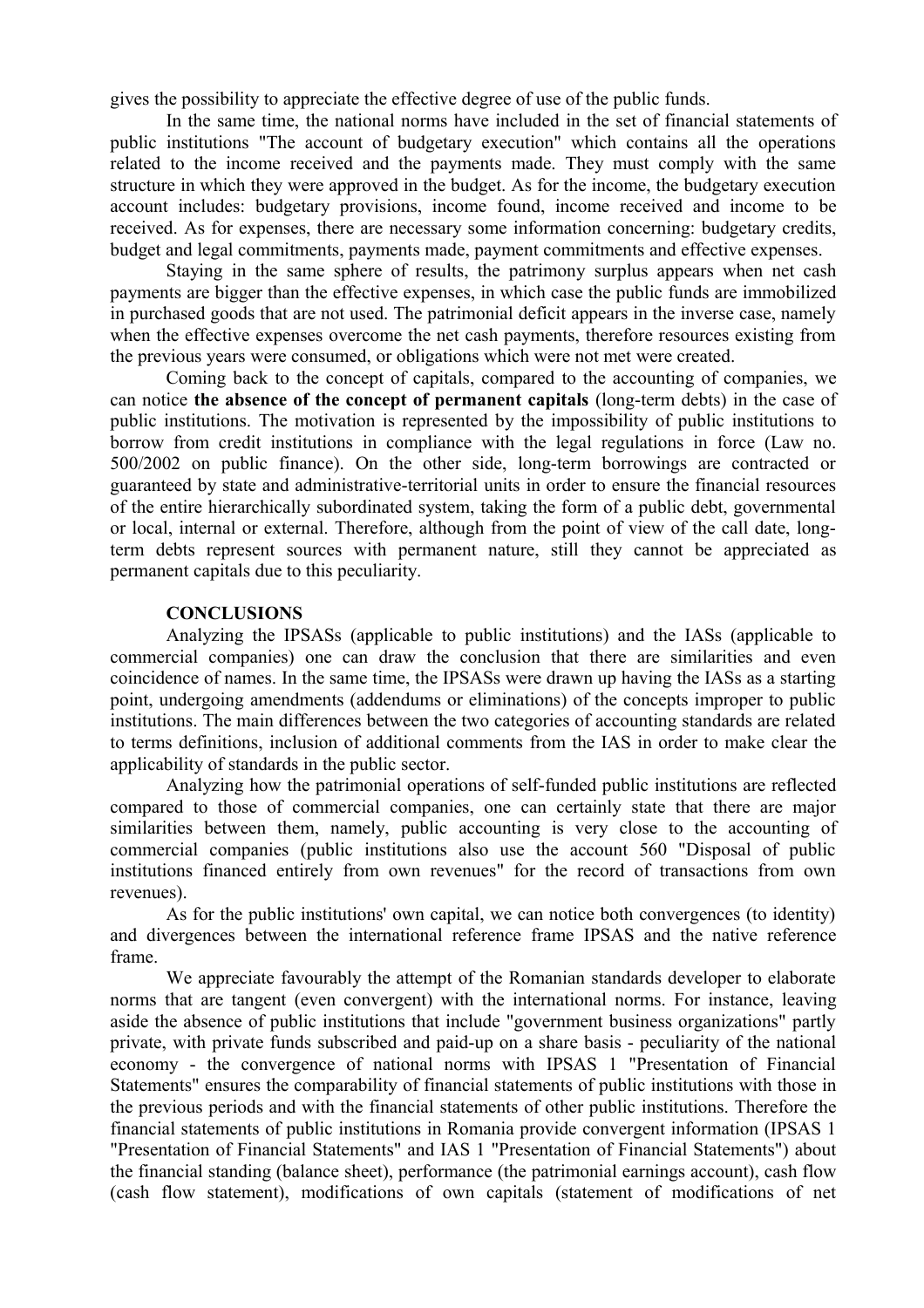gives the possibility to appreciate the effective degree of use of the public funds.

In the same time, the national norms have included in the set of financial statements of public institutions "The account of budgetary execution" which contains all the operations related to the income received and the payments made. They must comply with the same structure in which they were approved in the budget. As for the income, the budgetary execution account includes: budgetary provisions, income found, income received and income to be received. As for expenses, there are necessary some information concerning: budgetary credits, budget and legal commitments, payments made, payment commitments and effective expenses.

Staying in the same sphere of results, the patrimony surplus appears when net cash payments are bigger than the effective expenses, in which case the public funds are immobilized in purchased goods that are not used. The patrimonial deficit appears in the inverse case, namely when the effective expenses overcome the net cash payments, therefore resources existing from the previous years were consumed, or obligations which were not met were created.

Coming back to the concept of capitals, compared to the accounting of companies, we can notice **the absence of the concept of permanent capitals** (long-term debts) in the case of public institutions. The motivation is represented by the impossibility of public institutions to borrow from credit institutions in compliance with the legal regulations in force (Law no. 500/2002 on public finance). On the other side, long-term borrowings are contracted or guaranteed by state and administrative-territorial units in order to ensure the financial resources of the entire hierarchically subordinated system, taking the form of a public debt, governmental or local, internal or external. Therefore, although from the point of view of the call date, long-term debts represent sources with permanent nature, still they cannot be appreciated as permanent capitals due to this peculiarity.

## CONCLUSIONS

Analyzing the IPSASs (applicable to public institutions) and the IASs (applicable to commercial companies) one can draw the conclusion that there are similarities and even coincidence of names. In the same time, the IPSASs were drawn up having the IASs as a starting point, undergoing amendments (addendums or eliminations) of the concepts improper to public institutions. The main differences between the two categories of accounting standards are related to terms definitions, inclusion of additional comments from the IAS in order to make clear the applicability of standards in the public sector.

Analyzing how the patrimonial operations of self-funded public institutions are reflected compared to those of commercial companies, one can certainly state that there are major similarities between them, namely, public accounting is very close to the accounting of commercial companies (public institutions also use the account 560 "Disposal of public institutions financed entirely from own revenues" for the record of transactions from own revenues).

As for the public institutions' own capital, we can notice both convergences (to identity) and divergences between the international reference frame IPSAS and the native reference frame.

We appreciate favourably the attempt of the Romanian standards developer to elaborate norms that are tangent (even convergent) with the international norms. For instance, leaving aside the absence of public institutions that include "government business organizations" partly private, with private funds subscribed and paid-up on a share basis - peculiarity of the national economy - the convergence of national norms with IPSAS 1 "Presentation of Financial Statements" ensures the comparability of financial statements of public institutions with those in the previous periods and with the financial statements of other public institutions. Therefore the financial statements of public institutions in Romania provide convergent information (IPSAS 1 "Presentation of Financial Statements" and IAS 1 "Presentation of Financial Statements") about the financial standing (balance sheet), performance (the patrimonial earnings account), cash flow (cash flow statement), modifications of own capitals (statement of modifications of net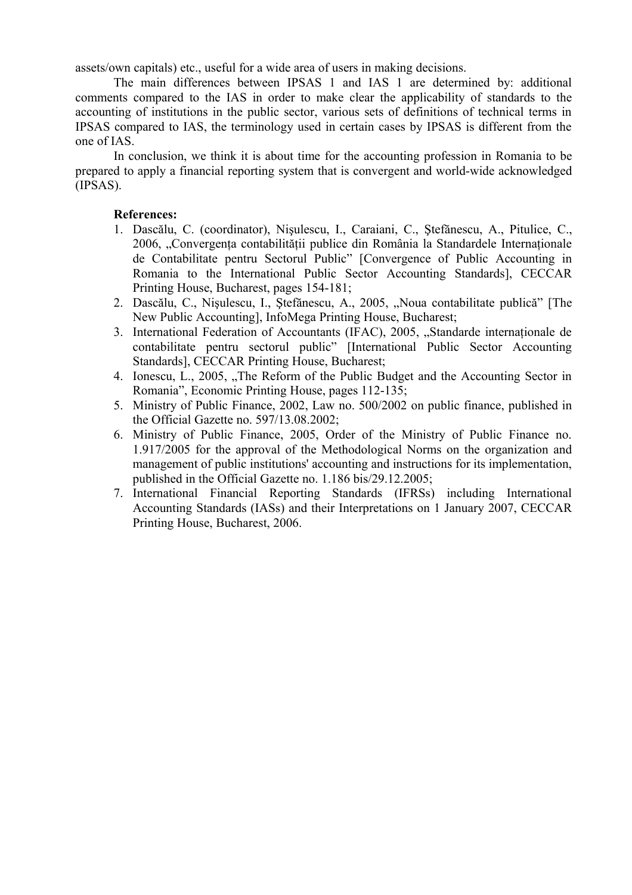assets/own capitals) etc., useful for a wide area of users in making decisions.

The main differences between IPSAS 1 and IAS 1 are determined by: additional comments compared to the IAS in order to make clear the applicability of standards to the accounting of institutions in the public sector, various sets of definitions of technical terms in IPSAS compared to IAS, the terminology used in certain cases by IPSAS is different from the one of IAS.

In conclusion, we think it is about time for the accounting profession in Romania to be prepared to apply a financial reporting system that is convergent and world-wide acknowledged (IPSAS).

**References:**

1. Dascălu, C. (coordinator), Nişulescu, I., Caraiani, C., Ştefănescu, A., Pitulice, C., 2006, „Convergenţa contabilităţii publice din România la Standardele Internaţionale de Contabilitate pentru Sectorul Public" [Convergence of Public Accounting in Romania to the International Public Sector Accounting Standards], CECCAR Printing House, Bucharest, pages 154-181;
2. Dascălu, C., Nişulescu, I., Ştefănescu, A., 2005, „Noua contabilitate publică" [The New Public Accounting], InfoMega Printing House, Bucharest;
3. International Federation of Accountants (IFAC), 2005, „Standarde internaţionale de contabilitate pentru sectorul public" [International Public Sector Accounting Standards], CECCAR Printing House, Bucharest;
4. Ionescu, L., 2005, „The Reform of the Public Budget and the Accounting Sector in Romania", Economic Printing House, pages 112-135;
5. Ministry of Public Finance, 2002, Law no. 500/2002 on public finance, published in the Official Gazette no. 597/13.08.2002;
6. Ministry of Public Finance, 2005, Order of the Ministry of Public Finance no. 1.917/2005 for the approval of the Methodological Norms on the organization and management of public institutions' accounting and instructions for its implementation, published in the Official Gazette no. 1.186 bis/29.12.2005;
7. International Financial Reporting Standards (IFRSs) including International Accounting Standards (IASs) and their Interpretations on 1 January 2007, CECCAR Printing House, Bucharest, 2006.